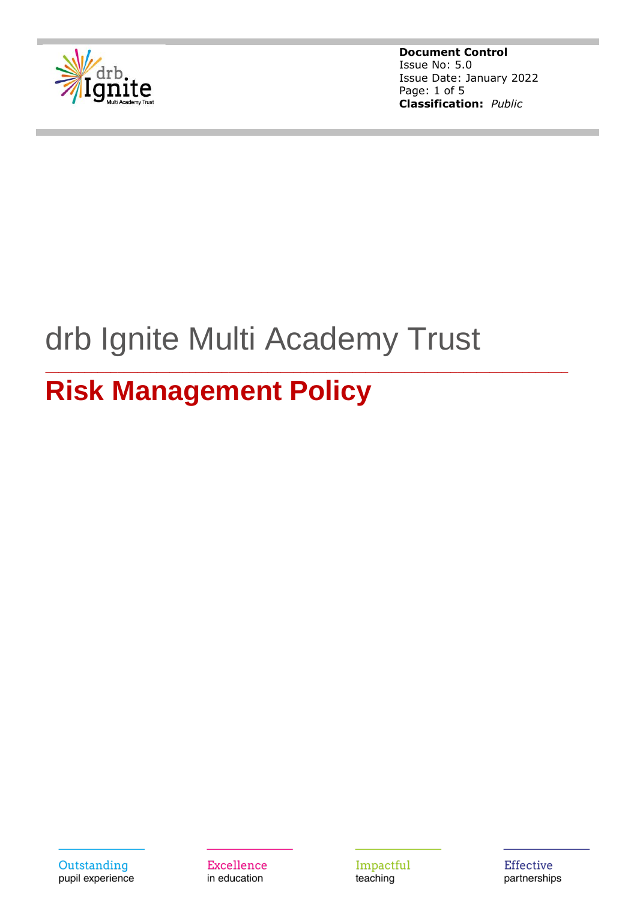**Document Control**
Issue No: 5.0
Issue Date: January 2022
**Classification:** *Public*

# drb Ignite Multi Academy Trust

## Risk Management Policy

Outstanding pupil experience

Excellence in education

Impactful teaching

Effective partnerships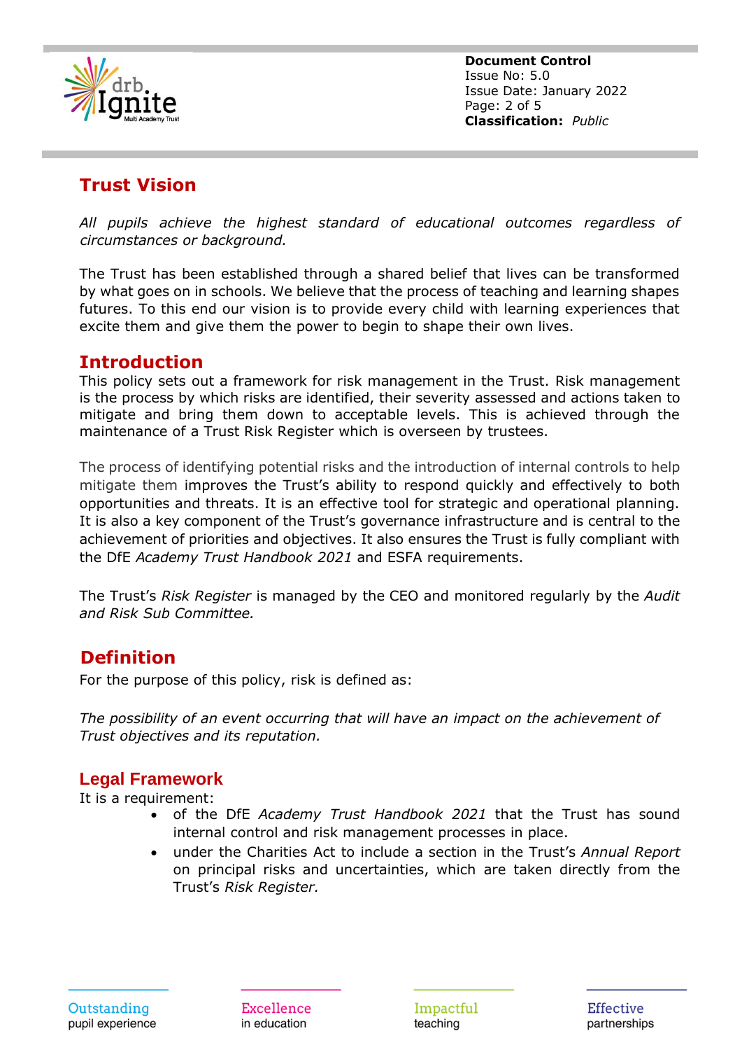## Trust Vision

*All pupils achieve the highest standard of educational outcomes regardless of circumstances or background.*

The Trust has been established through a shared belief that lives can be transformed by what goes on in schools. We believe that the process of teaching and learning shapes futures. To this end our vision is to provide every child with learning experiences that excite them and give them the power to begin to shape their own lives.

## Introduction

This policy sets out a framework for risk management in the Trust. Risk management is the process by which risks are identified, their severity assessed and actions taken to mitigate and bring them down to acceptable levels. This is achieved through the maintenance of a Trust Risk Register which is overseen by trustees.

The process of identifying potential risks and the introduction of internal controls to help mitigate them improves the Trust's ability to respond quickly and effectively to both opportunities and threats. It is an effective tool for strategic and operational planning. It is also a key component of the Trust's governance infrastructure and is central to the achievement of priorities and objectives. It also ensures the Trust is fully compliant with the DfE *Academy Trust Handbook 2021* and ESFA requirements.

The Trust's *Risk Register* is managed by the CEO and monitored regularly by the *Audit and Risk Sub Committee.*

## Definition

For the purpose of this policy, risk is defined as:

*The possibility of an event occurring that will have an impact on the achievement of Trust objectives and its reputation.*

## Legal Framework

It is a requirement:

- of the DfE *Academy Trust Handbook 2021* that the Trust has sound internal control and risk management processes in place.
- under the Charities Act to include a section in the Trust's *Annual Report* on principal risks and uncertainties, which are taken directly from the Trust's *Risk Register.*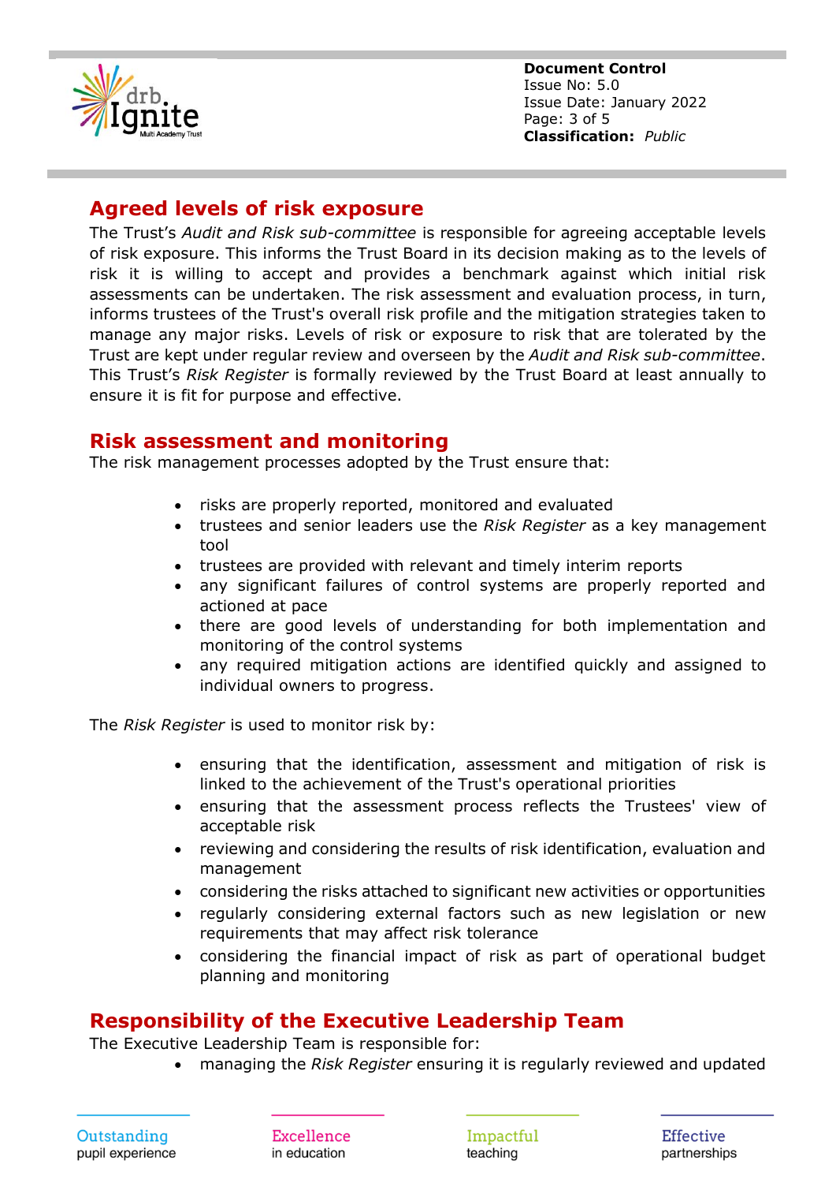## Agreed levels of risk exposure

The Trust's *Audit and Risk sub-committee* is responsible for agreeing acceptable levels of risk exposure. This informs the Trust Board in its decision making as to the levels of risk it is willing to accept and provides a benchmark against which initial risk assessments can be undertaken. The risk assessment and evaluation process, in turn, informs trustees of the Trust's overall risk profile and the mitigation strategies taken to manage any major risks. Levels of risk or exposure to risk that are tolerated by the Trust are kept under regular review and overseen by the *Audit and Risk sub-committee*. This Trust's *Risk Register* is formally reviewed by the Trust Board at least annually to ensure it is fit for purpose and effective.

## Risk assessment and monitoring

The risk management processes adopted by the Trust ensure that:

- risks are properly reported, monitored and evaluated
- trustees and senior leaders use the *Risk Register* as a key management tool
- trustees are provided with relevant and timely interim reports
- any significant failures of control systems are properly reported and actioned at pace
- there are good levels of understanding for both implementation and monitoring of the control systems
- any required mitigation actions are identified quickly and assigned to individual owners to progress.

The *Risk Register* is used to monitor risk by:

- ensuring that the identification, assessment and mitigation of risk is linked to the achievement of the Trust's operational priorities
- ensuring that the assessment process reflects the Trustees' view of acceptable risk
- reviewing and considering the results of risk identification, evaluation and management
- considering the risks attached to significant new activities or opportunities
- regularly considering external factors such as new legislation or new requirements that may affect risk tolerance
- considering the financial impact of risk as part of operational budget planning and monitoring

## Responsibility of the Executive Leadership Team

The Executive Leadership Team is responsible for:

- managing the *Risk Register* ensuring it is regularly reviewed and updated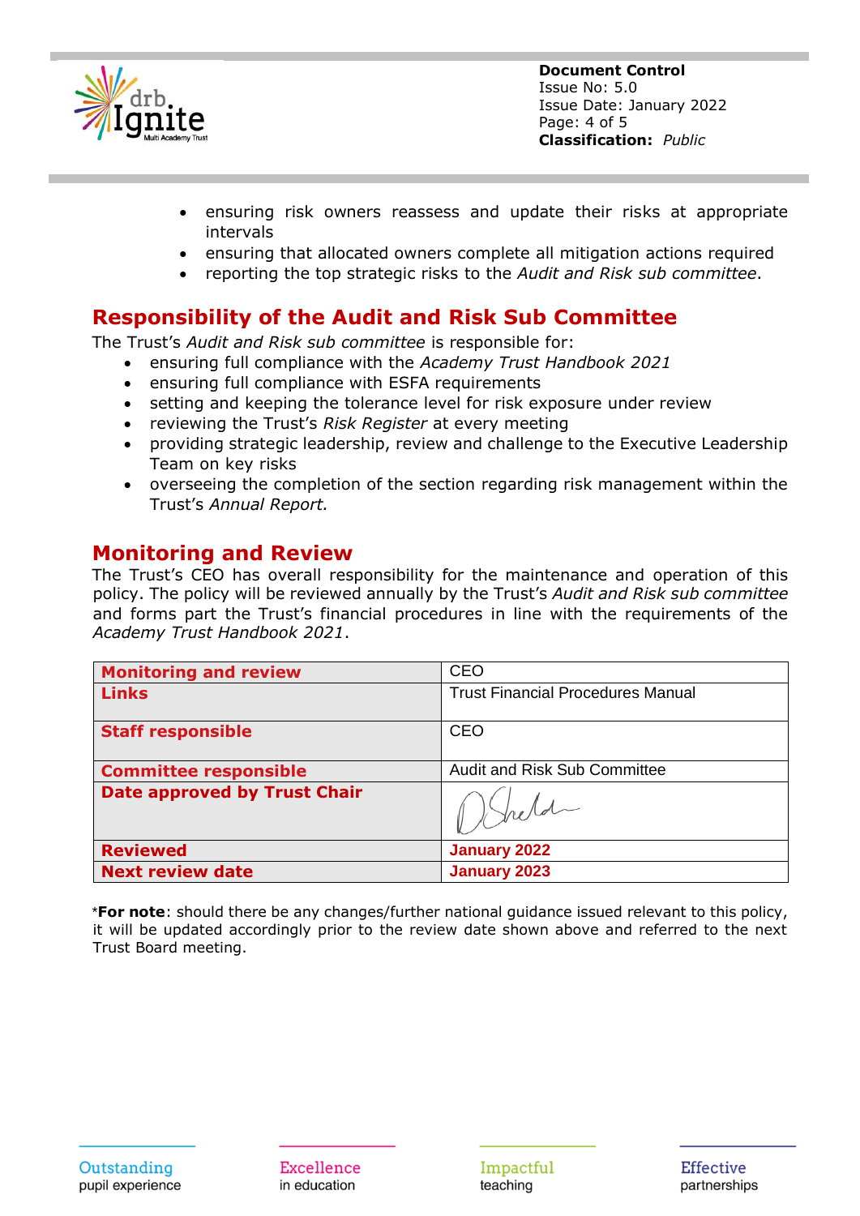- ensuring risk owners reassess and update their risks at appropriate intervals
- ensuring that allocated owners complete all mitigation actions required
- reporting the top strategic risks to the *Audit and Risk sub committee.*

## Responsibility of the Audit and Risk Sub Committee

The Trust's *Audit and Risk sub committee* is responsible for:

- ensuring full compliance with the *Academy Trust Handbook 2021*
- ensuring full compliance with ESFA requirements
- setting and keeping the tolerance level for risk exposure under review
- reviewing the Trust's *Risk Register* at every meeting
- providing strategic leadership, review and challenge to the Executive Leadership Team on key risks
- overseeing the completion of the section regarding risk management within the Trust's *Annual Report.*

## Monitoring and Review

The Trust's CEO has overall responsibility for the maintenance and operation of this policy. The policy will be reviewed annually by the Trust's *Audit and Risk sub committee* and forms part the Trust's financial procedures in line with the requirements of the *Academy Trust Handbook 2021*.

| **Monitoring and review** | CEO |
|---|---|
| **Links** | Trust Financial Procedures Manual |
| **Staff responsible** | CEO |
| **Committee responsible** | Audit and Risk Sub Committee |
| **Date approved by Trust Chair** | [signature] |
| **Reviewed** | **January 2022** |
| **Next review date** | **January 2023** |

\***For note**: should there be any changes/further national guidance issued relevant to this policy, it will be updated accordingly prior to the review date shown above and referred to the next Trust Board meeting.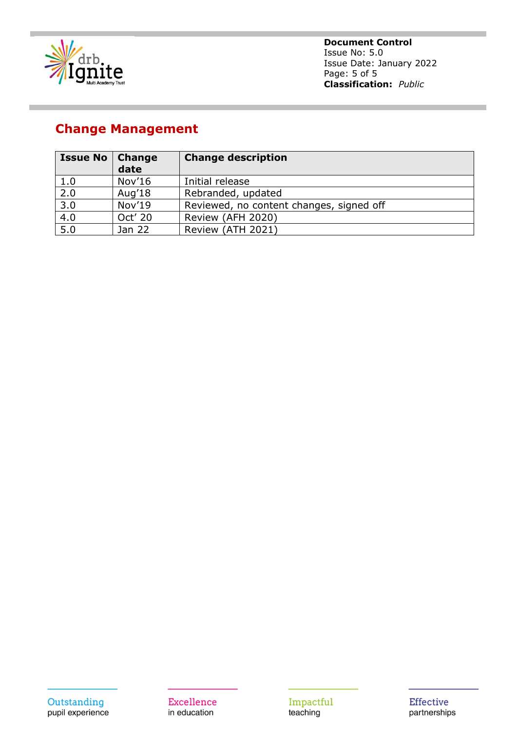## Change Management

| Issue No | Change date | Change description |
|---|---|---|
| 1.0 | Nov'16 | Initial release |
| 2.0 | Aug'18 | Rebranded, updated |
| 3.0 | Nov'19 | Reviewed, no content changes, signed off |
| 4.0 | Oct' 20 | Review (AFH 2020) |
| 5.0 | Jan 22 | Review (ATH 2021) |